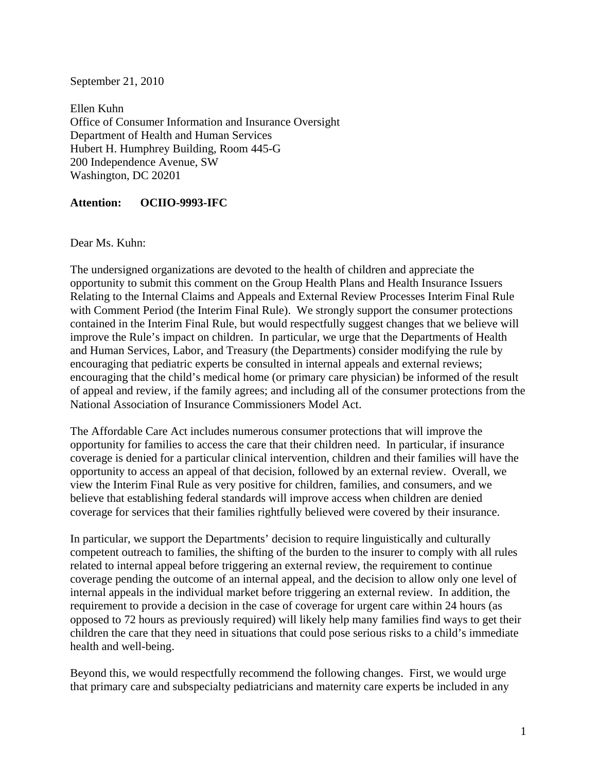September 21, 2010

Ellen Kuhn
Office of Consumer Information and Insurance Oversight
Department of Health and Human Services
Hubert H. Humphrey Building, Room 445-G
200 Independence Avenue, SW
Washington, DC 20201

**Attention: OCIIO-9993-IFC**

Dear Ms. Kuhn:

The undersigned organizations are devoted to the health of children and appreciate the opportunity to submit this comment on the Group Health Plans and Health Insurance Issuers Relating to the Internal Claims and Appeals and External Review Processes Interim Final Rule with Comment Period (the Interim Final Rule). We strongly support the consumer protections contained in the Interim Final Rule, but would respectfully suggest changes that we believe will improve the Rule's impact on children. In particular, we urge that the Departments of Health and Human Services, Labor, and Treasury (the Departments) consider modifying the rule by encouraging that pediatric experts be consulted in internal appeals and external reviews; encouraging that the child's medical home (or primary care physician) be informed of the result of appeal and review, if the family agrees; and including all of the consumer protections from the National Association of Insurance Commissioners Model Act.

The Affordable Care Act includes numerous consumer protections that will improve the opportunity for families to access the care that their children need. In particular, if insurance coverage is denied for a particular clinical intervention, children and their families will have the opportunity to access an appeal of that decision, followed by an external review. Overall, we view the Interim Final Rule as very positive for children, families, and consumers, and we believe that establishing federal standards will improve access when children are denied coverage for services that their families rightfully believed were covered by their insurance.

In particular, we support the Departments' decision to require linguistically and culturally competent outreach to families, the shifting of the burden to the insurer to comply with all rules related to internal appeal before triggering an external review, the requirement to continue coverage pending the outcome of an internal appeal, and the decision to allow only one level of internal appeals in the individual market before triggering an external review. In addition, the requirement to provide a decision in the case of coverage for urgent care within 24 hours (as opposed to 72 hours as previously required) will likely help many families find ways to get their children the care that they need in situations that could pose serious risks to a child's immediate health and well-being.

Beyond this, we would respectfully recommend the following changes. First, we would urge that primary care and subspecialty pediatricians and maternity care experts be included in any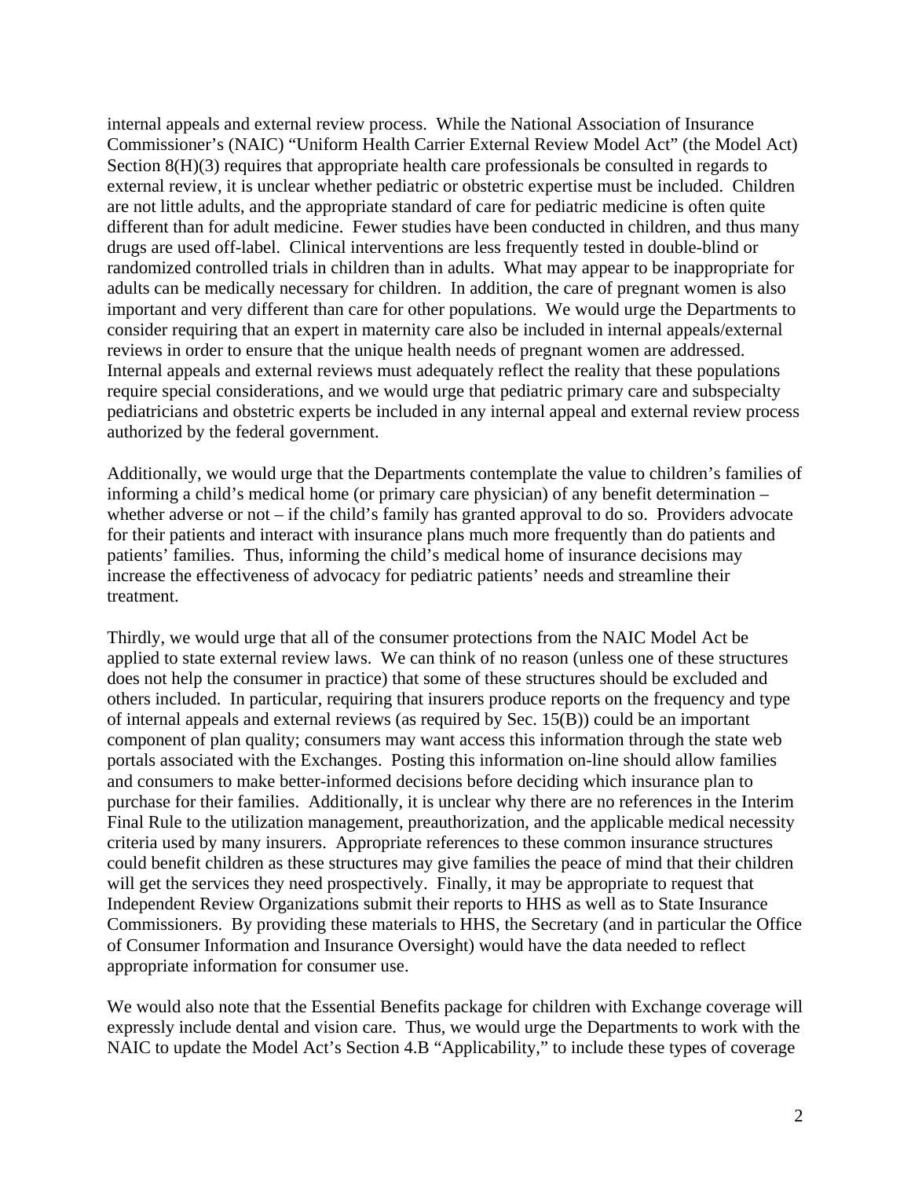internal appeals and external review process. While the National Association of Insurance Commissioner's (NAIC) "Uniform Health Carrier External Review Model Act" (the Model Act) Section 8(H)(3) requires that appropriate health care professionals be consulted in regards to external review, it is unclear whether pediatric or obstetric expertise must be included. Children are not little adults, and the appropriate standard of care for pediatric medicine is often quite different than for adult medicine. Fewer studies have been conducted in children, and thus many drugs are used off-label. Clinical interventions are less frequently tested in double-blind or randomized controlled trials in children than in adults. What may appear to be inappropriate for adults can be medically necessary for children. In addition, the care of pregnant women is also important and very different than care for other populations. We would urge the Departments to consider requiring that an expert in maternity care also be included in internal appeals/external reviews in order to ensure that the unique health needs of pregnant women are addressed. Internal appeals and external reviews must adequately reflect the reality that these populations require special considerations, and we would urge that pediatric primary care and subspecialty pediatricians and obstetric experts be included in any internal appeal and external review process authorized by the federal government.

Additionally, we would urge that the Departments contemplate the value to children's families of informing a child's medical home (or primary care physician) of any benefit determination – whether adverse or not – if the child's family has granted approval to do so. Providers advocate for their patients and interact with insurance plans much more frequently than do patients and patients' families. Thus, informing the child's medical home of insurance decisions may increase the effectiveness of advocacy for pediatric patients' needs and streamline their treatment.

Thirdly, we would urge that all of the consumer protections from the NAIC Model Act be applied to state external review laws. We can think of no reason (unless one of these structures does not help the consumer in practice) that some of these structures should be excluded and others included. In particular, requiring that insurers produce reports on the frequency and type of internal appeals and external reviews (as required by Sec. 15(B)) could be an important component of plan quality; consumers may want access this information through the state web portals associated with the Exchanges. Posting this information on-line should allow families and consumers to make better-informed decisions before deciding which insurance plan to purchase for their families. Additionally, it is unclear why there are no references in the Interim Final Rule to the utilization management, preauthorization, and the applicable medical necessity criteria used by many insurers. Appropriate references to these common insurance structures could benefit children as these structures may give families the peace of mind that their children will get the services they need prospectively. Finally, it may be appropriate to request that Independent Review Organizations submit their reports to HHS as well as to State Insurance Commissioners. By providing these materials to HHS, the Secretary (and in particular the Office of Consumer Information and Insurance Oversight) would have the data needed to reflect appropriate information for consumer use.

We would also note that the Essential Benefits package for children with Exchange coverage will expressly include dental and vision care. Thus, we would urge the Departments to work with the NAIC to update the Model Act's Section 4.B "Applicability," to include these types of coverage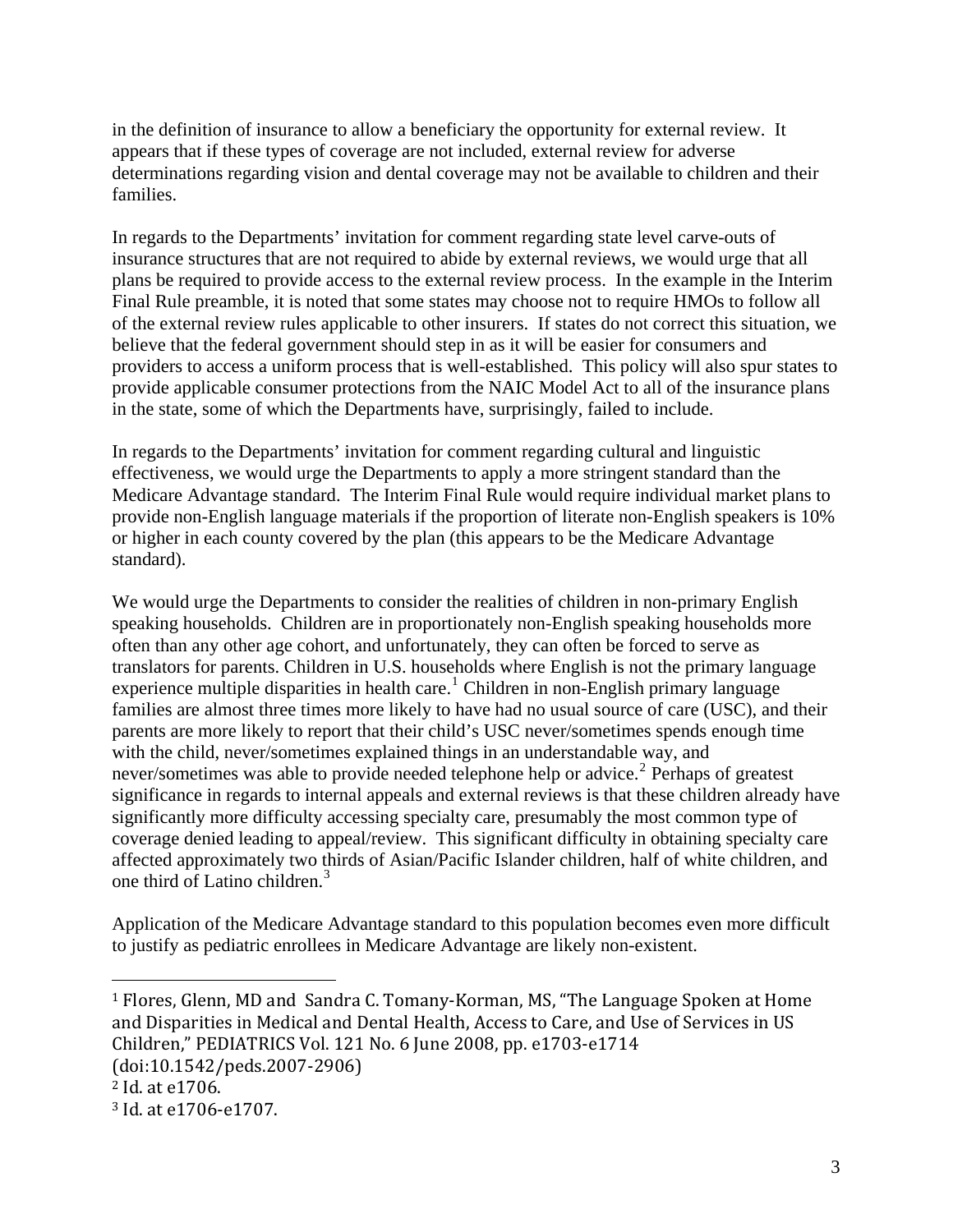in the definition of insurance to allow a beneficiary the opportunity for external review. It appears that if these types of coverage are not included, external review for adverse determinations regarding vision and dental coverage may not be available to children and their families.

In regards to the Departments' invitation for comment regarding state level carve-outs of insurance structures that are not required to abide by external reviews, we would urge that all plans be required to provide access to the external review process. In the example in the Interim Final Rule preamble, it is noted that some states may choose not to require HMOs to follow all of the external review rules applicable to other insurers. If states do not correct this situation, we believe that the federal government should step in as it will be easier for consumers and providers to access a uniform process that is well-established. This policy will also spur states to provide applicable consumer protections from the NAIC Model Act to all of the insurance plans in the state, some of which the Departments have, surprisingly, failed to include.

In regards to the Departments' invitation for comment regarding cultural and linguistic effectiveness, we would urge the Departments to apply a more stringent standard than the Medicare Advantage standard. The Interim Final Rule would require individual market plans to provide non-English language materials if the proportion of literate non-English speakers is 10% or higher in each county covered by the plan (this appears to be the Medicare Advantage standard).

We would urge the Departments to consider the realities of children in non-primary English speaking households. Children are in proportionately non-English speaking households more often than any other age cohort, and unfortunately, they can often be forced to serve as translators for parents. Children in U.S. households where English is not the primary language experience multiple disparities in health care.[1] Children in non-English primary language families are almost three times more likely to have had no usual source of care (USC), and their parents are more likely to report that their child's USC never/sometimes spends enough time with the child, never/sometimes explained things in an understandable way, and never/sometimes was able to provide needed telephone help or advice.[2] Perhaps of greatest significance in regards to internal appeals and external reviews is that these children already have significantly more difficulty accessing specialty care, presumably the most common type of coverage denied leading to appeal/review. This significant difficulty in obtaining specialty care affected approximately two thirds of Asian/Pacific Islander children, half of white children, and one third of Latino children.[3]

Application of the Medicare Advantage standard to this population becomes even more difficult to justify as pediatric enrollees in Medicare Advantage are likely non-existent.

---

[1] Flores, Glenn, MD and Sandra C. Tomany-Korman, MS, "The Language Spoken at Home and Disparities in Medical and Dental Health, Access to Care, and Use of Services in US Children," PEDIATRICS Vol. 121 No. 6 June 2008, pp. e1703-e1714 (doi:10.1542/peds.2007-2906)

[2] Id. at e1706.

[3] Id. at e1706-e1707.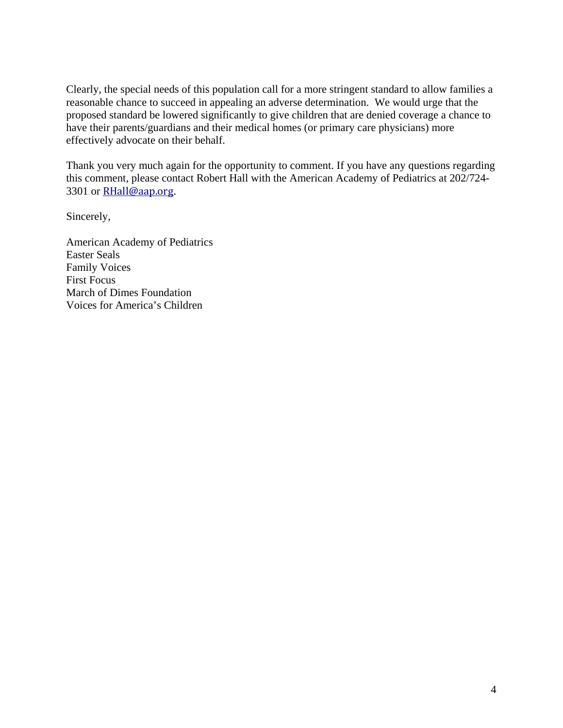Clearly, the special needs of this population call for a more stringent standard to allow families a reasonable chance to succeed in appealing an adverse determination. We would urge that the proposed standard be lowered significantly to give children that are denied coverage a chance to have their parents/guardians and their medical homes (or primary care physicians) more effectively advocate on their behalf.

Thank you very much again for the opportunity to comment. If you have any questions regarding this comment, please contact Robert Hall with the American Academy of Pediatrics at 202/724-3301 or RHall@aap.org.

Sincerely,

American Academy of Pediatrics  
Easter Seals  
Family Voices  
First Focus  
March of Dimes Foundation  
Voices for America's Children